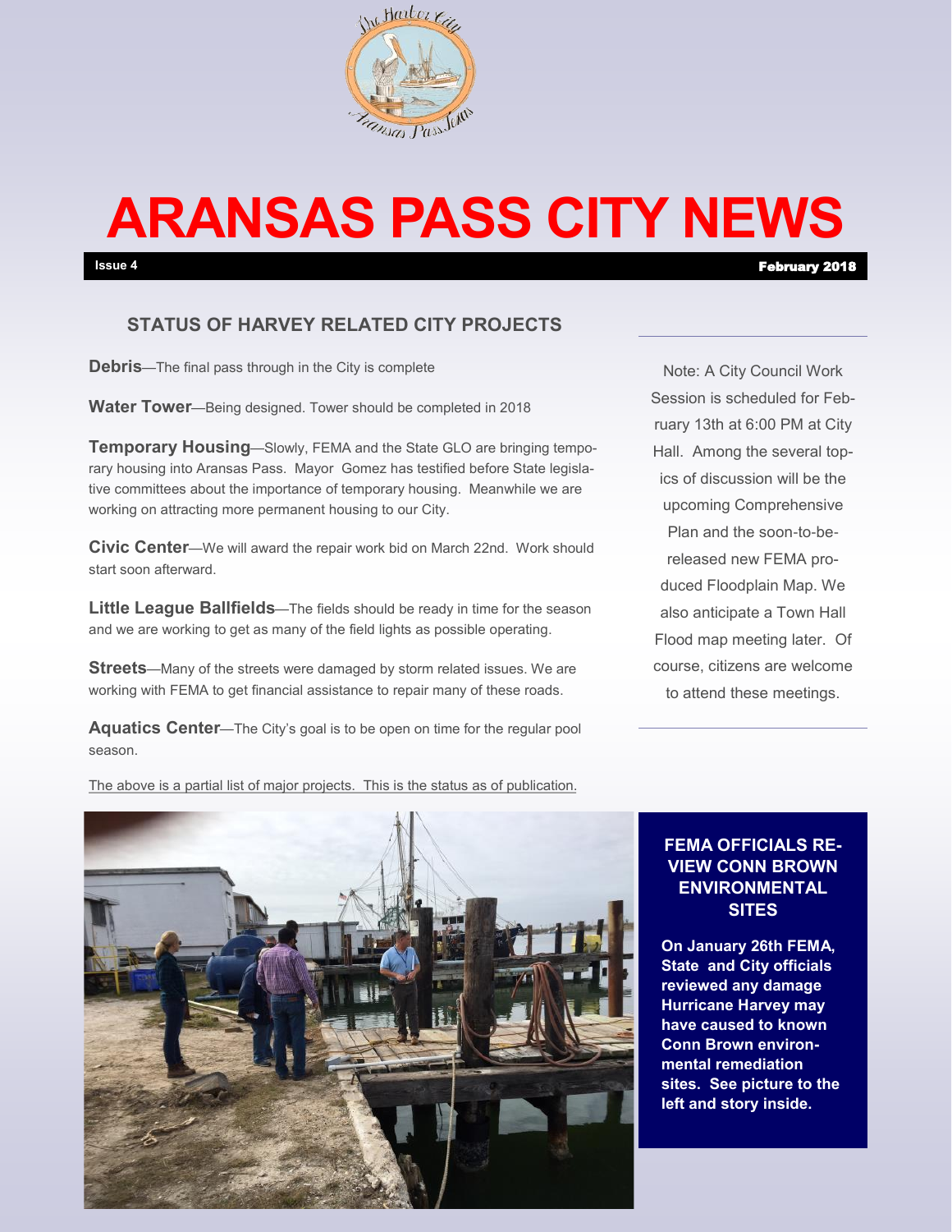# ARANSAS PASS CITY NEWS

**Issue 4** **February 2018**

## STATUS OF HARVEY RELATED CITY PROJECTS

**Debris**—The final pass through in the City is complete

**Water Tower**—Being designed. Tower should be completed in 2018

**Temporary Housing**—Slowly, FEMA and the State GLO are bringing temporary housing into Aransas Pass. Mayor Gomez has testified before State legislative committees about the importance of temporary housing. Meanwhile we are working on attracting more permanent housing to our City.

**Civic Center**—We will award the repair work bid on March 22nd. Work should start soon afterward.

**Little League Ballfields**—The fields should be ready in time for the season and we are working to get as many of the field lights as possible operating.

**Streets**—Many of the streets were damaged by storm related issues. We are working with FEMA to get financial assistance to repair many of these roads.

**Aquatics Center**—The City's goal is to be open on time for the regular pool season.

The above is a partial list of major projects. This is the status as of publication.

Note: A City Council Work Session is scheduled for February 13th at 6:00 PM at City Hall. Among the several topics of discussion will be the upcoming Comprehensive Plan and the soon-to-be-released new FEMA produced Floodplain Map. We also anticipate a Town Hall Flood map meeting later. Of course, citizens are welcome to attend these meetings.

## FEMA OFFICIALS REVIEW CONN BROWN ENVIRONMENTAL SITES

**On January 26th FEMA, State and City officials reviewed any damage Hurricane Harvey may have caused to known Conn Brown environmental remediation sites. See picture to the left and story inside.**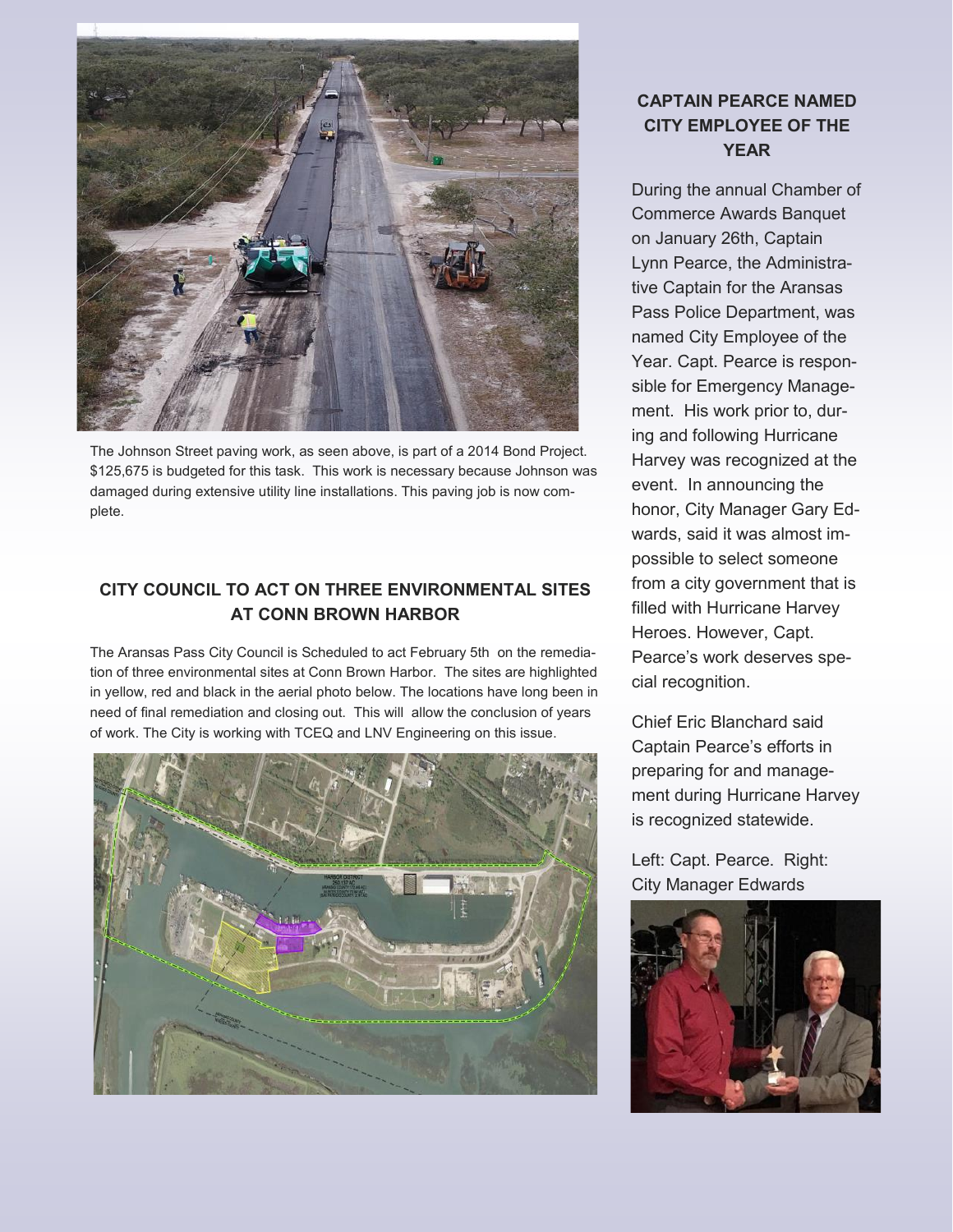The Johnson Street paving work, as seen above, is part of a 2014 Bond Project. $125,675 is budgeted for this task. This work is necessary because Johnson was damaged during extensive utility line installations. This paving job is now complete.

## CITY COUNCIL TO ACT ON THREE ENVIRONMENTAL SITES AT CONN BROWN HARBOR

The Aransas Pass City Council is Scheduled to act February 5th on the remediation of three environmental sites at Conn Brown Harbor. The sites are highlighted in yellow, red and black in the aerial photo below. The locations have long been in need of final remediation and closing out. This will allow the conclusion of years of work. The City is working with TCEQ and LNV Engineering on this issue.

## CAPTAIN PEARCE NAMED CITY EMPLOYEE OF THE YEAR

During the annual Chamber of Commerce Awards Banquet on January 26th, Captain Lynn Pearce, the Administrative Captain for the Aransas Pass Police Department, was named City Employee of the Year. Capt. Pearce is responsible for Emergency Management. His work prior to, during and following Hurricane Harvey was recognized at the event. In announcing the honor, City Manager Gary Edwards, said it was almost impossible to select someone from a city government that is filled with Hurricane Harvey Heroes. However, Capt. Pearce's work deserves special recognition.

Chief Eric Blanchard said Captain Pearce's efforts in preparing for and management during Hurricane Harvey is recognized statewide.

Left: Capt. Pearce. Right: City Manager Edwards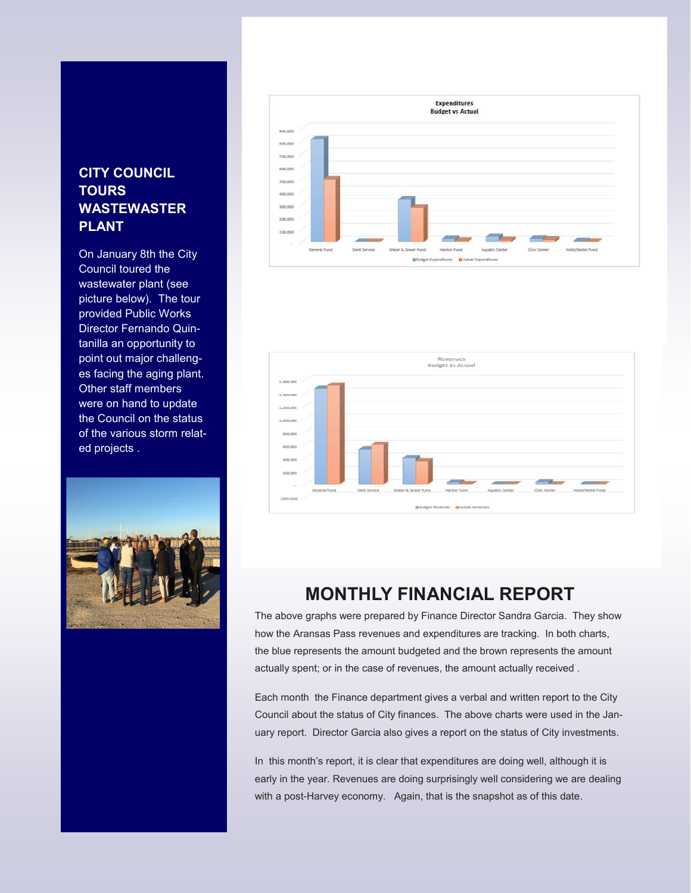## CITY COUNCIL TOURS WASTEWASTER PLANT

On January 8th the City Council toured the wastewater plant (see picture below). The tour provided Public Works Director Fernando Quintanilla an opportunity to point out major challenges facing the aging plant. Other staff members were on hand to update the Council on the status of the various storm related projects .

## MONTHLY FINANCIAL REPORT

The above graphs were prepared by Finance Director Sandra Garcia. They show how the Aransas Pass revenues and expenditures are tracking. In both charts, the blue represents the amount budgeted and the brown represents the amount actually spent; or in the case of revenues, the amount actually received .

Each month the Finance department gives a verbal and written report to the City Council about the status of City finances. The above charts were used in the January report. Director Garcia also gives a report on the status of City investments.

In this month's report, it is clear that expenditures are doing well, although it is early in the year. Revenues are doing surprisingly well considering we are dealing with a post-Harvey economy. Again, that is the snapshot as of this date.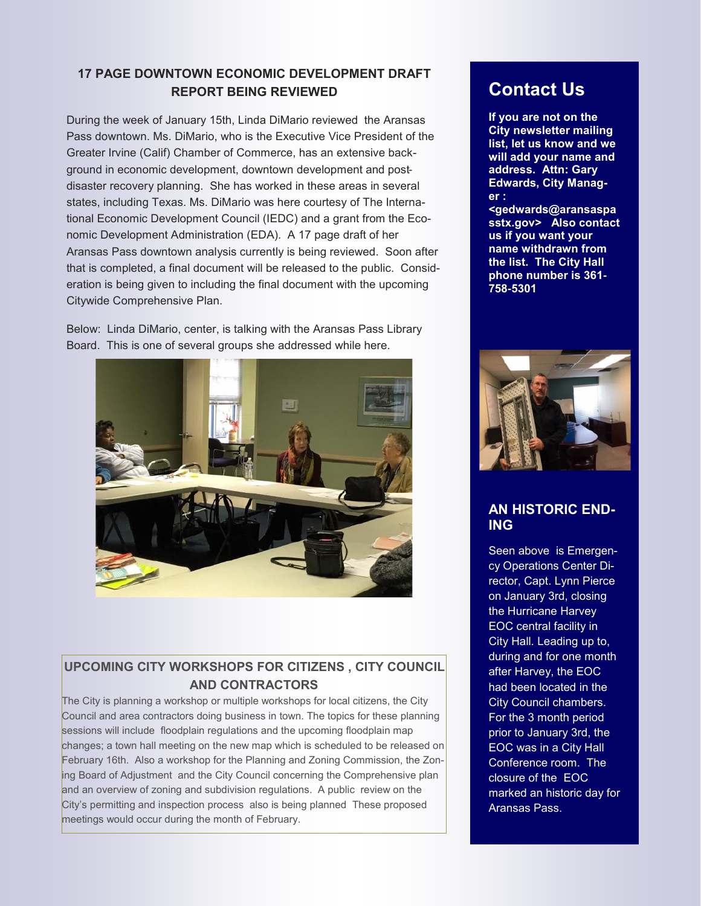## 17 PAGE DOWNTOWN ECONOMIC DEVELOPMENT DRAFT REPORT BEING REVIEWED

During the week of January 15th, Linda DiMario reviewed the Aransas Pass downtown. Ms. DiMario, who is the Executive Vice President of the Greater Irvine (Calif) Chamber of Commerce, has an extensive background in economic development, downtown development and post-disaster recovery planning. She has worked in these areas in several states, including Texas. Ms. DiMario was here courtesy of The International Economic Development Council (IEDC) and a grant from the Economic Development Administration (EDA). A 17 page draft of her Aransas Pass downtown analysis currently is being reviewed. Soon after that is completed, a final document will be released to the public. Consideration is being given to including the final document with the upcoming Citywide Comprehensive Plan.

Below: Linda DiMario, center, is talking with the Aransas Pass Library Board. This is one of several groups she addressed while here.

## UPCOMING CITY WORKSHOPS FOR CITIZENS , CITY COUNCIL AND CONTRACTORS

The City is planning a workshop or multiple workshops for local citizens, the City Council and area contractors doing business in town. The topics for these planning sessions will include floodplain regulations and the upcoming floodplain map changes; a town hall meeting on the new map which is scheduled to be released on February 16th. Also a workshop for the Planning and Zoning Commission, the Zoning Board of Adjustment and the City Council concerning the Comprehensive plan and an overview of zoning and subdivision regulations. A public review on the City's permitting and inspection process also is being planned These proposed meetings would occur during the month of February.

## Contact Us

**If you are not on the City newsletter mailing list, let us know and we will add your name and address. Attn: Gary Edwards, City Manager : <gedwards@aransaspasstx.gov> Also contact us if you want your name withdrawn from the list. The City Hall phone number is 361-758-5301**

## AN HISTORIC ENDING

Seen above is Emergency Operations Center Director, Capt. Lynn Pierce on January 3rd, closing the Hurricane Harvey EOC central facility in City Hall. Leading up to, during and for one month after Harvey, the EOC had been located in the City Council chambers. For the 3 month period prior to January 3rd, the EOC was in a City Hall Conference room. The closure of the EOC marked an historic day for Aransas Pass.